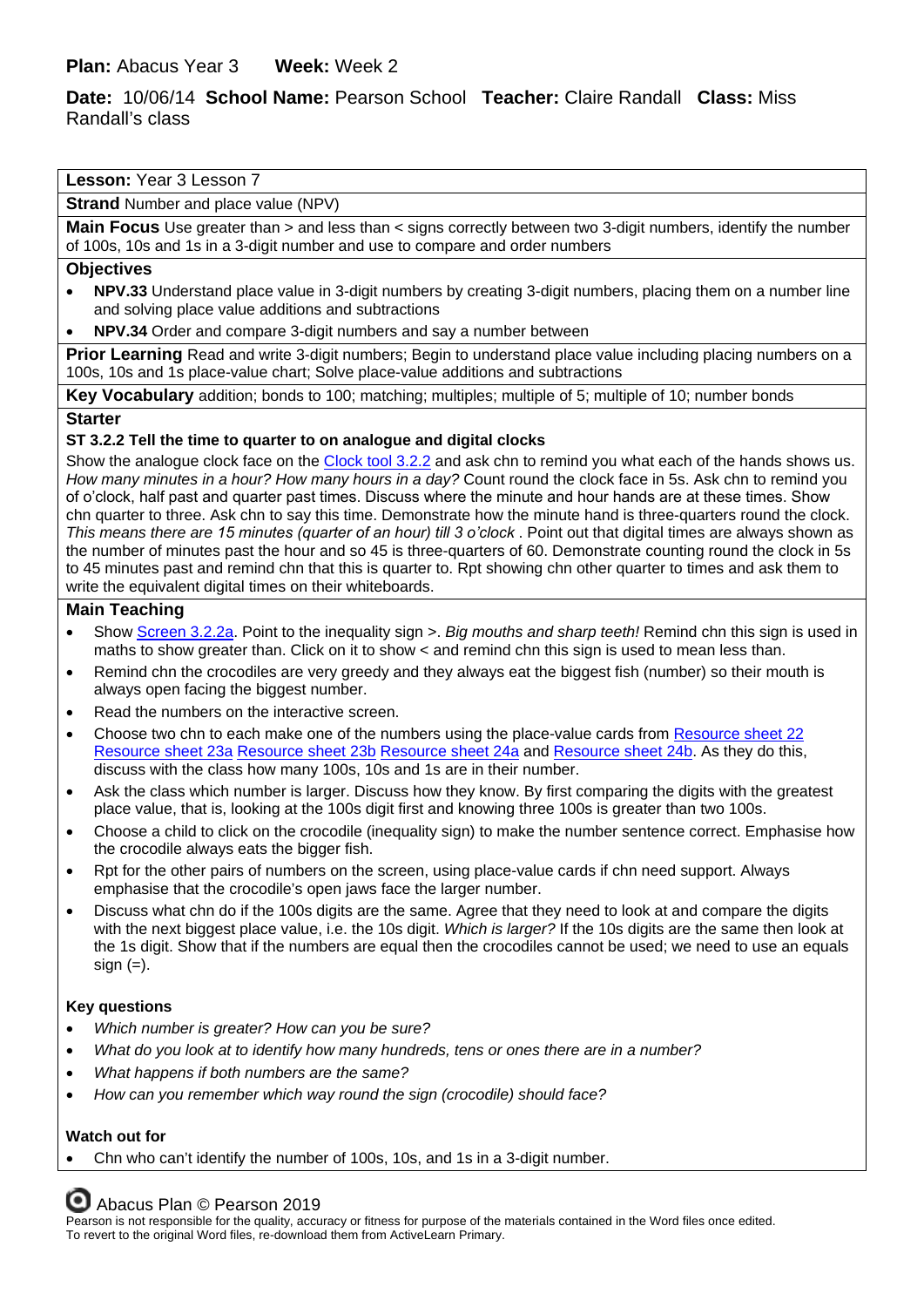**Plan:** Abacus Year 3 **Week:** Week 2

**Date:** 10/06/14 **School Name:** Pearson School **Teacher:** Claire Randall **Class:** Miss Randall's class

**Lesson:** Year 3 Lesson 7

**Strand** Number and place value (NPV)

**Main Focus** Use greater than > and less than < signs correctly between two 3-digit numbers, identify the number of 100s, 10s and 1s in a 3-digit number and use to compare and order numbers

**Objectives**

- **NPV.33** Understand place value in 3-digit numbers by creating 3-digit numbers, placing them on a number line and solving place value additions and subtractions
- **NPV.34** Order and compare 3-digit numbers and say a number between

**Prior Learning** Read and write 3-digit numbers; Begin to understand place value including placing numbers on a 100s, 10s and 1s place-value chart; Solve place-value additions and subtractions

**Key Vocabulary** addition; bonds to 100; matching; multiples; multiple of 5; multiple of 10; number bonds

**Starter**

**ST 3.2.2 Tell the time to quarter to on analogue and digital clocks**

Show the analogue clock face on the Clock tool 3.2.2 and ask chn to remind you what each of the hands shows us. *How many minutes in a hour? How many hours in a day?* Count round the clock face in 5s. Ask chn to remind you of o'clock, half past and quarter past times. Discuss where the minute and hour hands are at these times. Show chn quarter to three. Ask chn to say this time. Demonstrate how the minute hand is three-quarters round the clock. *This means there are 15 minutes (quarter of an hour) till 3 o'clock* . Point out that digital times are always shown as the number of minutes past the hour and so 45 is three-quarters of 60. Demonstrate counting round the clock in 5s to 45 minutes past and remind chn that this is quarter to. Rpt showing chn other quarter to times and ask them to write the equivalent digital times on their whiteboards.

**Main Teaching**

- Show Screen 3.2.2a. Point to the inequality sign >. *Big mouths and sharp teeth!* Remind chn this sign is used in maths to show greater than. Click on it to show < and remind chn this sign is used to mean less than.
- Remind chn the crocodiles are very greedy and they always eat the biggest fish (number) so their mouth is always open facing the biggest number.
- Read the numbers on the interactive screen.
- Choose two chn to each make one of the numbers using the place-value cards from Resource sheet 22 Resource sheet 23a Resource sheet 23b Resource sheet 24a and Resource sheet 24b. As they do this, discuss with the class how many 100s, 10s and 1s are in their number.
- Ask the class which number is larger. Discuss how they know. By first comparing the digits with the greatest place value, that is, looking at the 100s digit first and knowing three 100s is greater than two 100s.
- Choose a child to click on the crocodile (inequality sign) to make the number sentence correct. Emphasise how the crocodile always eats the bigger fish.
- Rpt for the other pairs of numbers on the screen, using place-value cards if chn need support. Always emphasise that the crocodile's open jaws face the larger number.
- Discuss what chn do if the 100s digits are the same. Agree that they need to look at and compare the digits with the next biggest place value, i.e. the 10s digit. *Which is larger?* If the 10s digits are the same then look at the 1s digit. Show that if the numbers are equal then the crocodiles cannot be used; we need to use an equals sign (=).

**Key questions**

- *Which number is greater? How can you be sure?*
- *What do you look at to identify how many hundreds, tens or ones there are in a number?*
- *What happens if both numbers are the same?*
- *How can you remember which way round the sign (crocodile) should face?*

**Watch out for**

- Chn who can't identify the number of 100s, 10s, and 1s in a 3-digit number.

Abacus Plan © Pearson 2019

Pearson is not responsible for the quality, accuracy or fitness for purpose of the materials contained in the Word files once edited. To revert to the original Word files, re-download them from ActiveLearn Primary.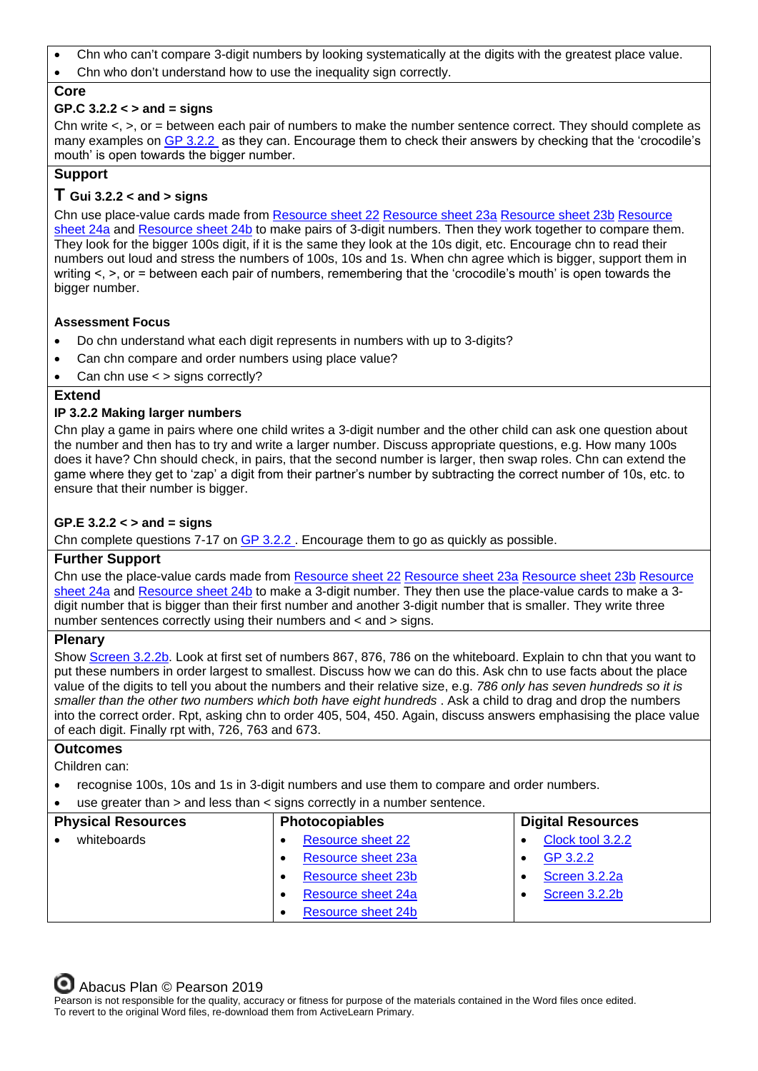- Chn who can't compare 3-digit numbers by looking systematically at the digits with the greatest place value.
- Chn who don't understand how to use the inequality sign correctly.

## Core

**GP.C 3.2.2 < > and = signs**

Chn write <, >, or = between each pair of numbers to make the number sentence correct. They should complete as many examples on GP 3.2.2 as they can. Encourage them to check their answers by checking that the 'crocodile's mouth' is open towards the bigger number.

## Support

**T Gui 3.2.2 < and > signs**

Chn use place-value cards made from Resource sheet 22 Resource sheet 23a Resource sheet 23b Resource sheet 24a and Resource sheet 24b to make pairs of 3-digit numbers. Then they work together to compare them. They look for the bigger 100s digit, if it is the same they look at the 10s digit, etc. Encourage chn to read their numbers out loud and stress the numbers of 100s, 10s and 1s. When chn agree which is bigger, support them in writing <, >, or = between each pair of numbers, remembering that the 'crocodile's mouth' is open towards the bigger number.

**Assessment Focus**

- Do chn understand what each digit represents in numbers with up to 3-digits?
- Can chn compare and order numbers using place value?
- Can chn use < > signs correctly?

## Extend

**IP 3.2.2 Making larger numbers**

Chn play a game in pairs where one child writes a 3-digit number and the other child can ask one question about the number and then has to try and write a larger number. Discuss appropriate questions, e.g. How many 100s does it have? Chn should check, in pairs, that the second number is larger, then swap roles. Chn can extend the game where they get to 'zap' a digit from their partner's number by subtracting the correct number of 10s, etc. to ensure that their number is bigger.

**GP.E 3.2.2 < > and = signs**

Chn complete questions 7-17 on GP 3.2.2 . Encourage them to go as quickly as possible.

## Further Support

Chn use the place-value cards made from Resource sheet 22 Resource sheet 23a Resource sheet 23b Resource sheet 24a and Resource sheet 24b to make a 3-digit number. They then use the place-value cards to make a 3-digit number that is bigger than their first number and another 3-digit number that is smaller. They write three number sentences correctly using their numbers and < and > signs.

## Plenary

Show Screen 3.2.2b. Look at first set of numbers 867, 876, 786 on the whiteboard. Explain to chn that you want to put these numbers in order largest to smallest. Discuss how we can do this. Ask chn to use facts about the place value of the digits to tell you about the numbers and their relative size, e.g. *786 only has seven hundreds so it is smaller than the other two numbers which both have eight hundreds* . Ask a child to drag and drop the numbers into the correct order. Rpt, asking chn to order 405, 504, 450. Again, discuss answers emphasising the place value of each digit. Finally rpt with, 726, 763 and 673.

## Outcomes

Children can:

- recognise 100s, 10s and 1s in 3-digit numbers and use them to compare and order numbers.
- use greater than > and less than < signs correctly in a number sentence.

| Physical Resources | Photocopiables | Digital Resources |
|---|---|---|
| • whiteboards | • Resource sheet 22<br>• Resource sheet 23a<br>• Resource sheet 23b<br>• Resource sheet 24a<br>• Resource sheet 24b | • Clock tool 3.2.2<br>• GP 3.2.2<br>• Screen 3.2.2a<br>• Screen 3.2.2b |